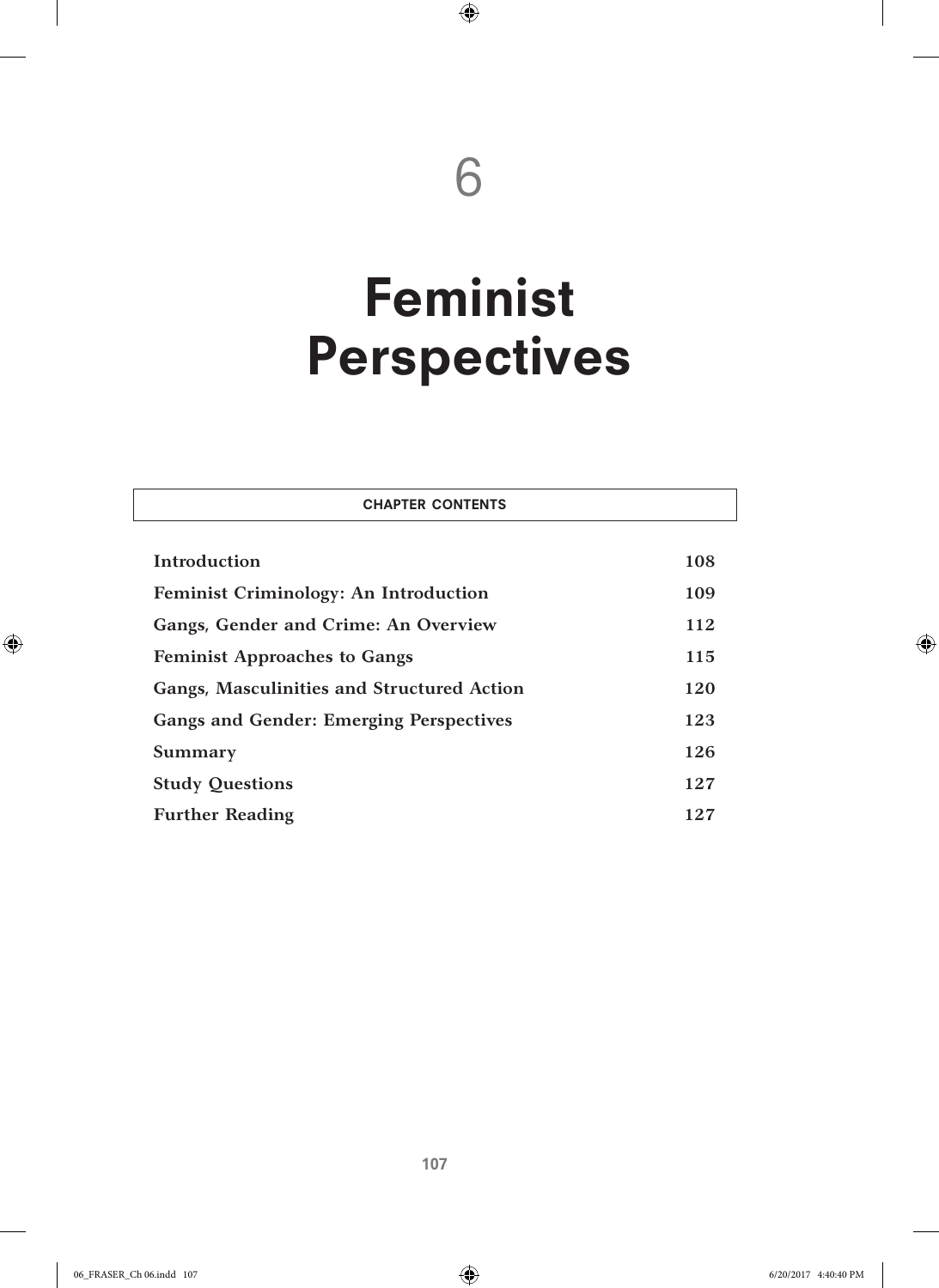# 6

# Feminist Perspectives

**CHAPTER CONTENTS**

| | |
|---|---|
| **Introduction** | **108** |
| **Feminist Criminology: An Introduction** | **109** |
| **Gangs, Gender and Crime: An Overview** | **112** |
| **Feminist Approaches to Gangs** | **115** |
| **Gangs, Masculinities and Structured Action** | **120** |
| **Gangs and Gender: Emerging Perspectives** | **123** |
| **Summary** | **126** |
| **Study Questions** | **127** |
| **Further Reading** | **127** |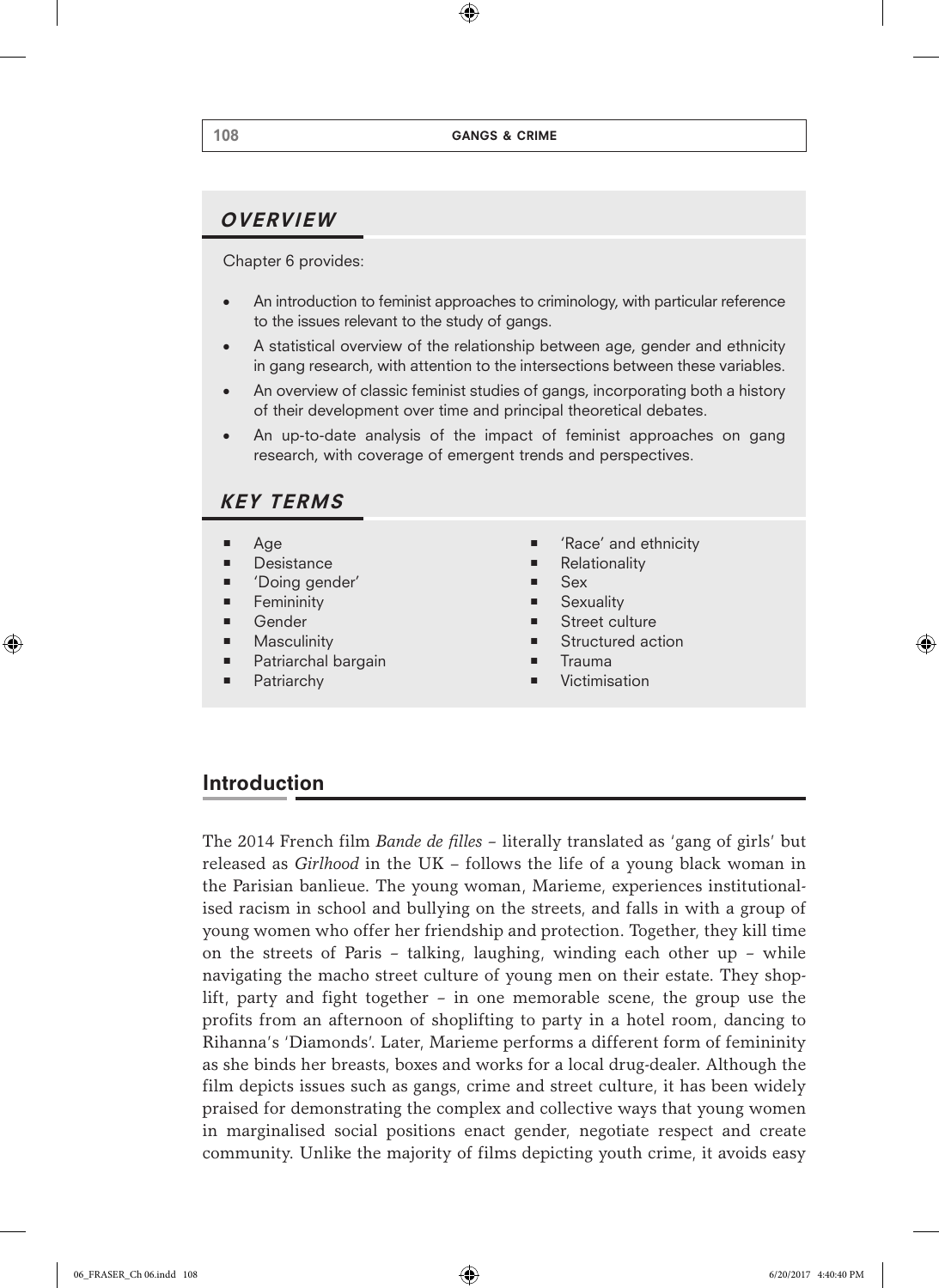## OVERVIEW

Chapter 6 provides:

- An introduction to feminist approaches to criminology, with particular reference to the issues relevant to the study of gangs.
- A statistical overview of the relationship between age, gender and ethnicity in gang research, with attention to the intersections between these variables.
- An overview of classic feminist studies of gangs, incorporating both a history of their development over time and principal theoretical debates.
- An up-to-date analysis of the impact of feminist approaches on gang research, with coverage of emergent trends and perspectives.

## KEY TERMS

- Age
- Desistance
- 'Doing gender'
- Femininity
- Gender
- Masculinity
- Patriarchal bargain
- Patriarchy
- 'Race' and ethnicity
- Relationality
- Sex
- Sexuality
- Street culture
- Structured action
- Trauma
- Victimisation

## Introduction

The 2014 French film *Bande de filles* – literally translated as 'gang of girls' but released as *Girlhood* in the UK – follows the life of a young black woman in the Parisian banlieue. The young woman, Marieme, experiences institutionalised racism in school and bullying on the streets, and falls in with a group of young women who offer her friendship and protection. Together, they kill time on the streets of Paris – talking, laughing, winding each other up – while navigating the macho street culture of young men on their estate. They shoplift, party and fight together – in one memorable scene, the group use the profits from an afternoon of shoplifting to party in a hotel room, dancing to Rihanna's 'Diamonds'. Later, Marieme performs a different form of femininity as she binds her breasts, boxes and works for a local drug-dealer. Although the film depicts issues such as gangs, crime and street culture, it has been widely praised for demonstrating the complex and collective ways that young women in marginalised social positions enact gender, negotiate respect and create community. Unlike the majority of films depicting youth crime, it avoids easy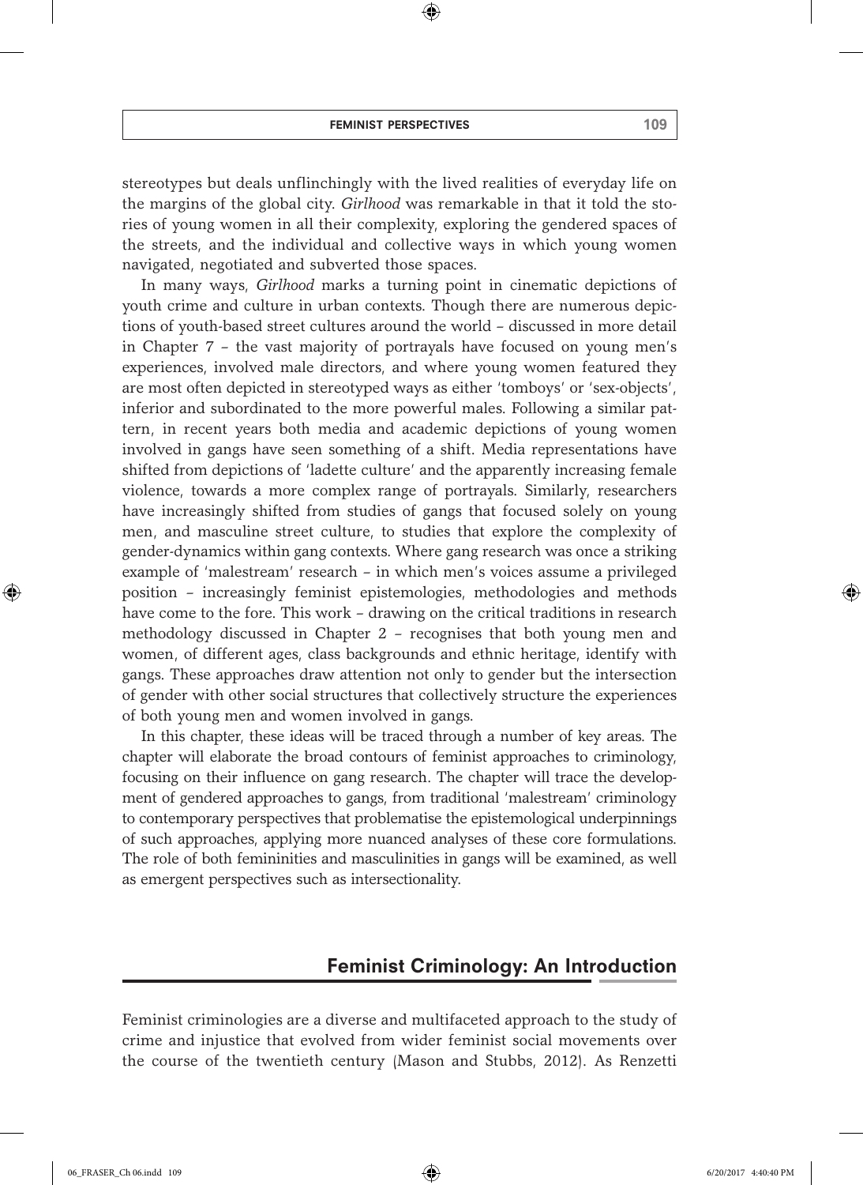stereotypes but deals unflinchingly with the lived realities of everyday life on the margins of the global city. *Girlhood* was remarkable in that it told the stories of young women in all their complexity, exploring the gendered spaces of the streets, and the individual and collective ways in which young women navigated, negotiated and subverted those spaces.

In many ways, *Girlhood* marks a turning point in cinematic depictions of youth crime and culture in urban contexts. Though there are numerous depictions of youth-based street cultures around the world – discussed in more detail in Chapter 7 – the vast majority of portrayals have focused on young men's experiences, involved male directors, and where young women featured they are most often depicted in stereotyped ways as either 'tomboys' or 'sex-objects', inferior and subordinated to the more powerful males. Following a similar pattern, in recent years both media and academic depictions of young women involved in gangs have seen something of a shift. Media representations have shifted from depictions of 'ladette culture' and the apparently increasing female violence, towards a more complex range of portrayals. Similarly, researchers have increasingly shifted from studies of gangs that focused solely on young men, and masculine street culture, to studies that explore the complexity of gender-dynamics within gang contexts. Where gang research was once a striking example of 'malestream' research – in which men's voices assume a privileged position – increasingly feminist epistemologies, methodologies and methods have come to the fore. This work – drawing on the critical traditions in research methodology discussed in Chapter 2 – recognises that both young men and women, of different ages, class backgrounds and ethnic heritage, identify with gangs. These approaches draw attention not only to gender but the intersection of gender with other social structures that collectively structure the experiences of both young men and women involved in gangs.

In this chapter, these ideas will be traced through a number of key areas. The chapter will elaborate the broad contours of feminist approaches to criminology, focusing on their influence on gang research. The chapter will trace the development of gendered approaches to gangs, from traditional 'malestream' criminology to contemporary perspectives that problematise the epistemological underpinnings of such approaches, applying more nuanced analyses of these core formulations. The role of both femininities and masculinities in gangs will be examined, as well as emergent perspectives such as intersectionality.

## Feminist Criminology: An Introduction

Feminist criminologies are a diverse and multifaceted approach to the study of crime and injustice that evolved from wider feminist social movements over the course of the twentieth century (Mason and Stubbs, 2012). As Renzetti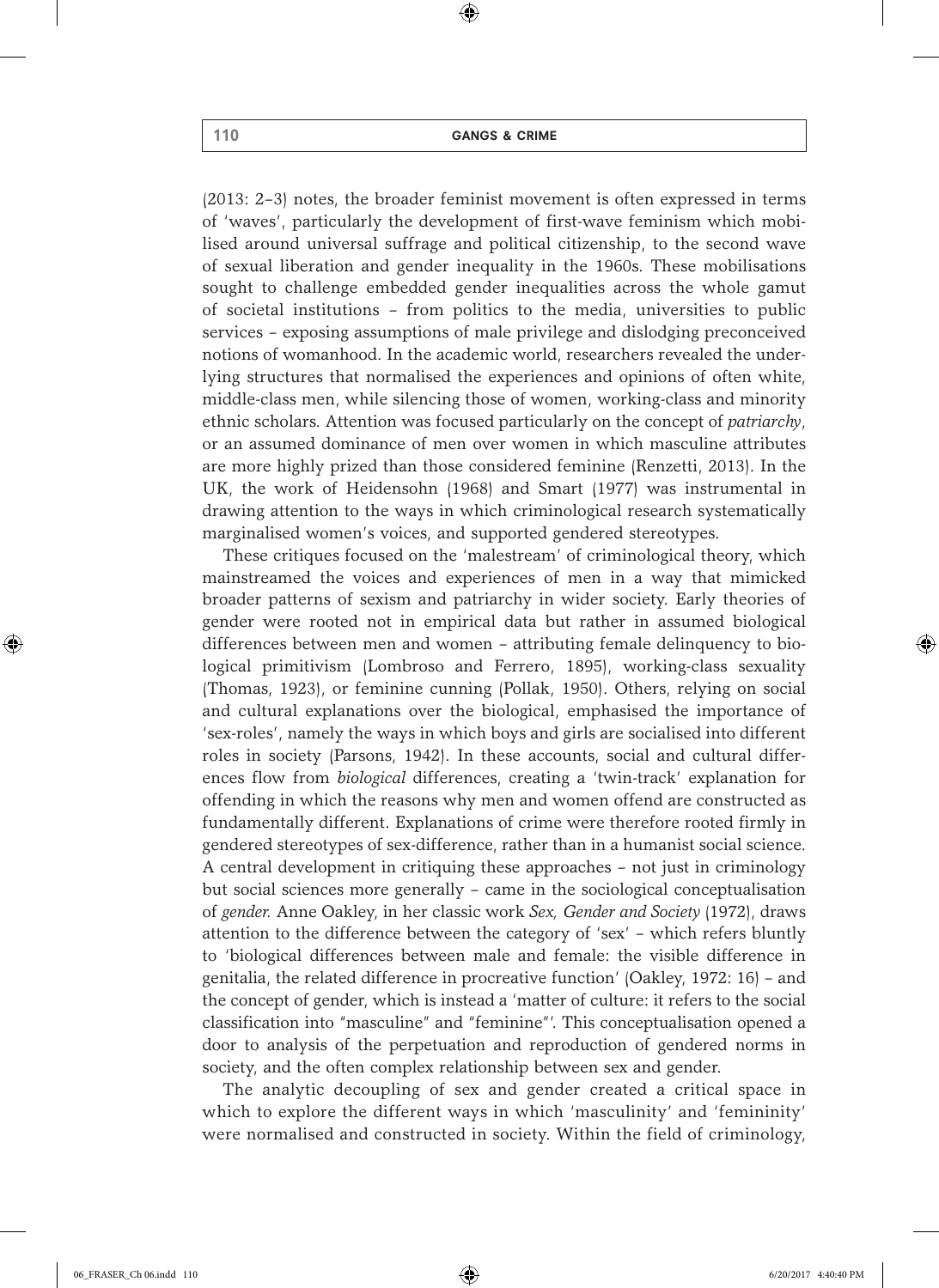(2013: 2–3) notes, the broader feminist movement is often expressed in terms of 'waves', particularly the development of first-wave feminism which mobilised around universal suffrage and political citizenship, to the second wave of sexual liberation and gender inequality in the 1960s. These mobilisations sought to challenge embedded gender inequalities across the whole gamut of societal institutions – from politics to the media, universities to public services – exposing assumptions of male privilege and dislodging preconceived notions of womanhood. In the academic world, researchers revealed the underlying structures that normalised the experiences and opinions of often white, middle-class men, while silencing those of women, working-class and minority ethnic scholars. Attention was focused particularly on the concept of *patriarchy*, or an assumed dominance of men over women in which masculine attributes are more highly prized than those considered feminine (Renzetti, 2013). In the UK, the work of Heidensohn (1968) and Smart (1977) was instrumental in drawing attention to the ways in which criminological research systematically marginalised women's voices, and supported gendered stereotypes.

These critiques focused on the 'malestream' of criminological theory, which mainstreamed the voices and experiences of men in a way that mimicked broader patterns of sexism and patriarchy in wider society. Early theories of gender were rooted not in empirical data but rather in assumed biological differences between men and women – attributing female delinquency to biological primitivism (Lombroso and Ferrero, 1895), working-class sexuality (Thomas, 1923), or feminine cunning (Pollak, 1950). Others, relying on social and cultural explanations over the biological, emphasised the importance of 'sex-roles', namely the ways in which boys and girls are socialised into different roles in society (Parsons, 1942). In these accounts, social and cultural differences flow from *biological* differences, creating a 'twin-track' explanation for offending in which the reasons why men and women offend are constructed as fundamentally different. Explanations of crime were therefore rooted firmly in gendered stereotypes of sex-difference, rather than in a humanist social science. A central development in critiquing these approaches – not just in criminology but social sciences more generally – came in the sociological conceptualisation of *gender*. Anne Oakley, in her classic work *Sex, Gender and Society* (1972), draws attention to the difference between the category of 'sex' – which refers bluntly to 'biological differences between male and female: the visible difference in genitalia, the related difference in procreative function' (Oakley, 1972: 16) – and the concept of gender, which is instead a 'matter of culture: it refers to the social classification into "masculine" and "feminine"'. This conceptualisation opened a door to analysis of the perpetuation and reproduction of gendered norms in society, and the often complex relationship between sex and gender.

The analytic decoupling of sex and gender created a critical space in which to explore the different ways in which 'masculinity' and 'femininity' were normalised and constructed in society. Within the field of criminology,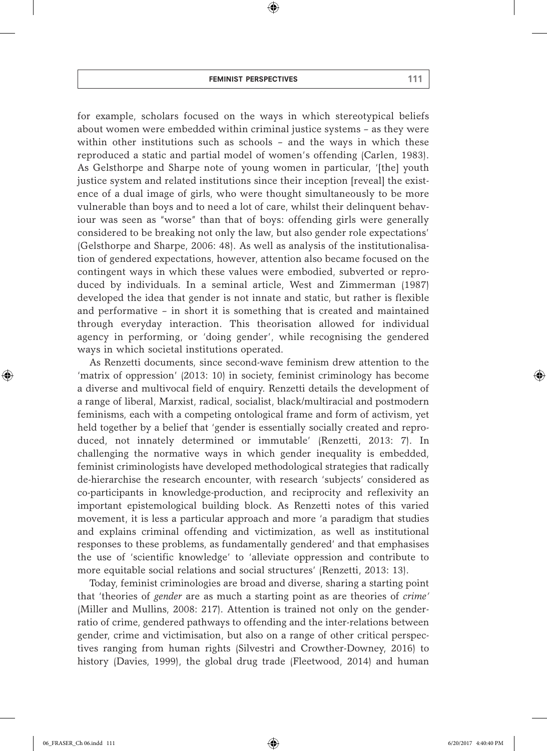for example, scholars focused on the ways in which stereotypical beliefs about women were embedded within criminal justice systems – as they were within other institutions such as schools – and the ways in which these reproduced a static and partial model of women's offending (Carlen, 1983). As Gelsthorpe and Sharpe note of young women in particular, '[the] youth justice system and related institutions since their inception [reveal] the existence of a dual image of girls, who were thought simultaneously to be more vulnerable than boys and to need a lot of care, whilst their delinquent behaviour was seen as "worse" than that of boys: offending girls were generally considered to be breaking not only the law, but also gender role expectations' (Gelsthorpe and Sharpe, 2006: 48). As well as analysis of the institutionalisation of gendered expectations, however, attention also became focused on the contingent ways in which these values were embodied, subverted or reproduced by individuals. In a seminal article, West and Zimmerman (1987) developed the idea that gender is not innate and static, but rather is flexible and performative – in short it is something that is created and maintained through everyday interaction. This theorisation allowed for individual agency in performing, or 'doing gender', while recognising the gendered ways in which societal institutions operated.

As Renzetti documents, since second-wave feminism drew attention to the 'matrix of oppression' (2013: 10) in society, feminist criminology has become a diverse and multivocal field of enquiry. Renzetti details the development of a range of liberal, Marxist, radical, socialist, black/multiracial and postmodern feminisms, each with a competing ontological frame and form of activism, yet held together by a belief that 'gender is essentially socially created and reproduced, not innately determined or immutable' (Renzetti, 2013: 7). In challenging the normative ways in which gender inequality is embedded, feminist criminologists have developed methodological strategies that radically de-hierarchise the research encounter, with research 'subjects' considered as co-participants in knowledge-production, and reciprocity and reflexivity an important epistemological building block. As Renzetti notes of this varied movement, it is less a particular approach and more 'a paradigm that studies and explains criminal offending and victimization, as well as institutional responses to these problems, as fundamentally gendered' and that emphasises the use of 'scientific knowledge' to 'alleviate oppression and contribute to more equitable social relations and social structures' (Renzetti, 2013: 13).

Today, feminist criminologies are broad and diverse, sharing a starting point that 'theories of *gender* are as much a starting point as are theories of *crime'* (Miller and Mullins, 2008: 217). Attention is trained not only on the gender-ratio of crime, gendered pathways to offending and the inter-relations between gender, crime and victimisation, but also on a range of other critical perspectives ranging from human rights (Silvestri and Crowther-Downey, 2016) to history (Davies, 1999), the global drug trade (Fleetwood, 2014) and human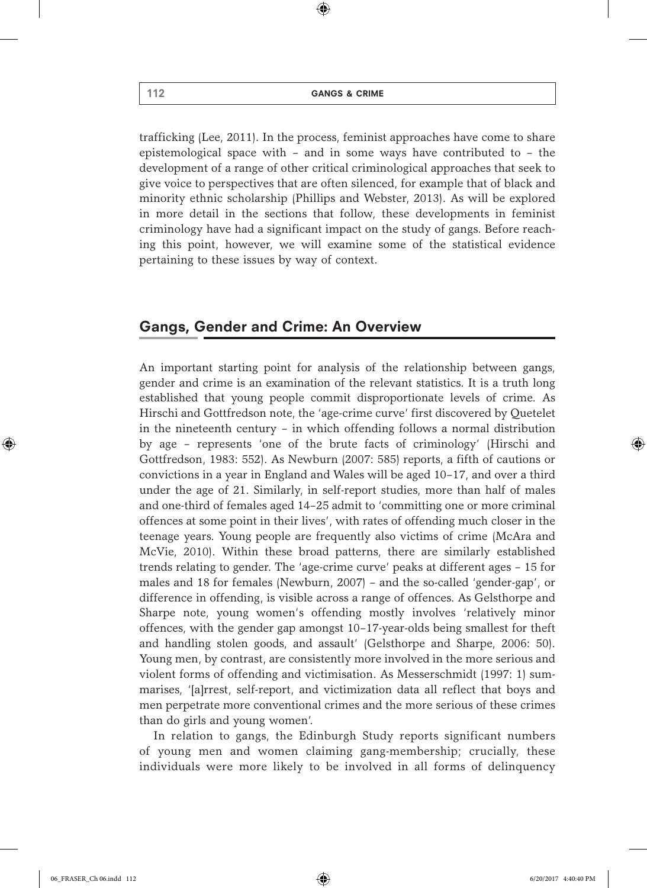trafficking (Lee, 2011). In the process, feminist approaches have come to share epistemological space with – and in some ways have contributed to – the development of a range of other critical criminological approaches that seek to give voice to perspectives that are often silenced, for example that of black and minority ethnic scholarship (Phillips and Webster, 2013). As will be explored in more detail in the sections that follow, these developments in feminist criminology have had a significant impact on the study of gangs. Before reaching this point, however, we will examine some of the statistical evidence pertaining to these issues by way of context.

## Gangs, Gender and Crime: An Overview

An important starting point for analysis of the relationship between gangs, gender and crime is an examination of the relevant statistics. It is a truth long established that young people commit disproportionate levels of crime. As Hirschi and Gottfredson note, the 'age-crime curve' first discovered by Quetelet in the nineteenth century – in which offending follows a normal distribution by age – represents 'one of the brute facts of criminology' (Hirschi and Gottfredson, 1983: 552). As Newburn (2007: 585) reports, a fifth of cautions or convictions in a year in England and Wales will be aged 10–17, and over a third under the age of 21. Similarly, in self-report studies, more than half of males and one-third of females aged 14–25 admit to 'committing one or more criminal offences at some point in their lives', with rates of offending much closer in the teenage years. Young people are frequently also victims of crime (McAra and McVie, 2010). Within these broad patterns, there are similarly established trends relating to gender. The 'age-crime curve' peaks at different ages – 15 for males and 18 for females (Newburn, 2007) – and the so-called 'gender-gap', or difference in offending, is visible across a range of offences. As Gelsthorpe and Sharpe note, young women's offending mostly involves 'relatively minor offences, with the gender gap amongst 10–17-year-olds being smallest for theft and handling stolen goods, and assault' (Gelsthorpe and Sharpe, 2006: 50). Young men, by contrast, are consistently more involved in the more serious and violent forms of offending and victimisation. As Messerschmidt (1997: 1) summarises, '[a]rrest, self-report, and victimization data all reflect that boys and men perpetrate more conventional crimes and the more serious of these crimes than do girls and young women'.

In relation to gangs, the Edinburgh Study reports significant numbers of young men and women claiming gang-membership; crucially, these individuals were more likely to be involved in all forms of delinquency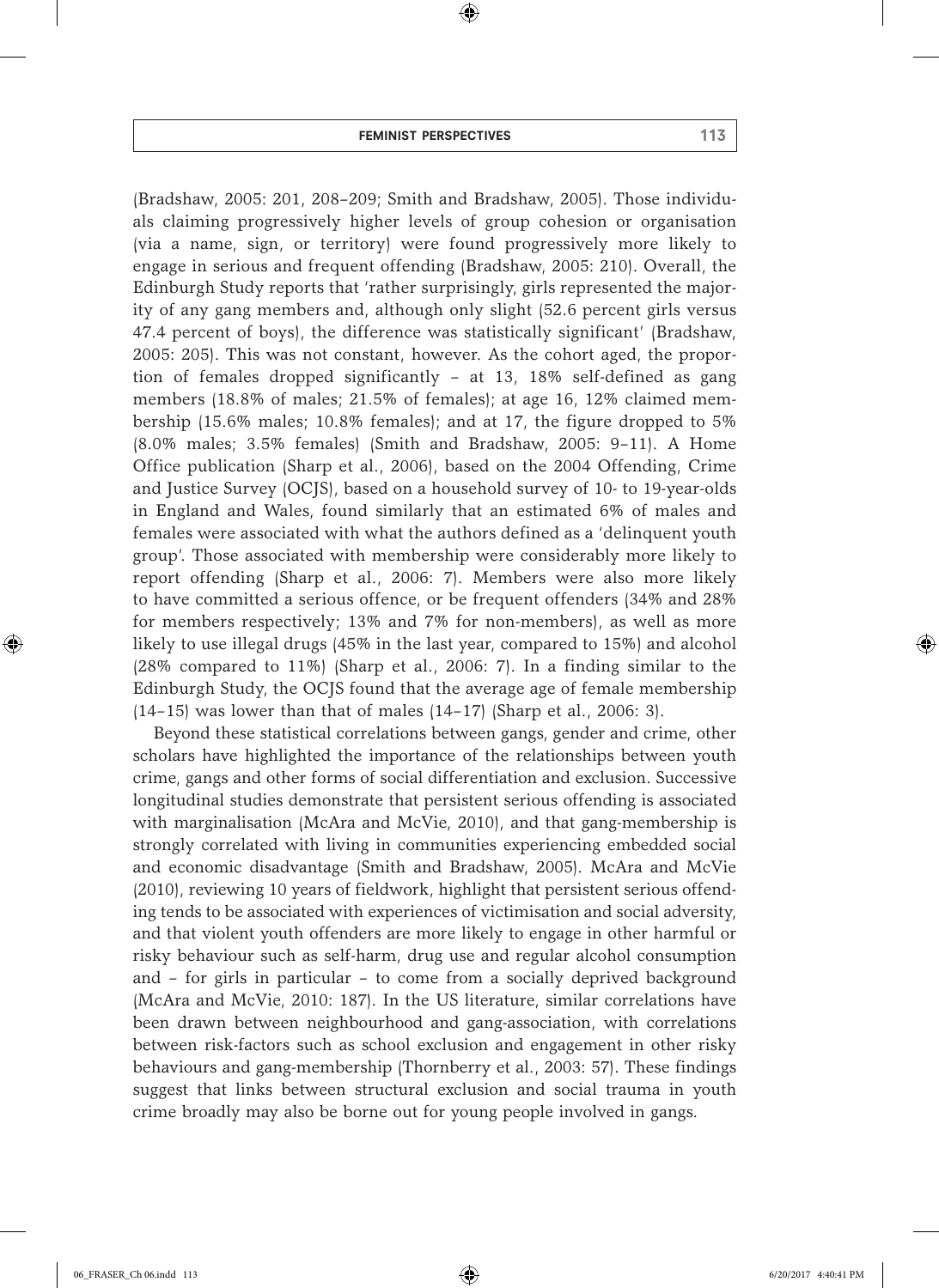(Bradshaw, 2005: 201, 208–209; Smith and Bradshaw, 2005). Those individuals claiming progressively higher levels of group cohesion or organisation (via a name, sign, or territory) were found progressively more likely to engage in serious and frequent offending (Bradshaw, 2005: 210). Overall, the Edinburgh Study reports that 'rather surprisingly, girls represented the majority of any gang members and, although only slight (52.6 percent girls versus 47.4 percent of boys), the difference was statistically significant' (Bradshaw, 2005: 205). This was not constant, however. As the cohort aged, the proportion of females dropped significantly – at 13, 18% self-defined as gang members (18.8% of males; 21.5% of females); at age 16, 12% claimed membership (15.6% males; 10.8% females); and at 17, the figure dropped to 5% (8.0% males; 3.5% females) (Smith and Bradshaw, 2005: 9–11). A Home Office publication (Sharp et al., 2006), based on the 2004 Offending, Crime and Justice Survey (OCJS), based on a household survey of 10- to 19-year-olds in England and Wales, found similarly that an estimated 6% of males and females were associated with what the authors defined as a 'delinquent youth group'. Those associated with membership were considerably more likely to report offending (Sharp et al., 2006: 7). Members were also more likely to have committed a serious offence, or be frequent offenders (34% and 28% for members respectively; 13% and 7% for non-members), as well as more likely to use illegal drugs (45% in the last year, compared to 15%) and alcohol (28% compared to 11%) (Sharp et al., 2006: 7). In a finding similar to the Edinburgh Study, the OCJS found that the average age of female membership (14–15) was lower than that of males (14–17) (Sharp et al., 2006: 3).

Beyond these statistical correlations between gangs, gender and crime, other scholars have highlighted the importance of the relationships between youth crime, gangs and other forms of social differentiation and exclusion. Successive longitudinal studies demonstrate that persistent serious offending is associated with marginalisation (McAra and McVie, 2010), and that gang-membership is strongly correlated with living in communities experiencing embedded social and economic disadvantage (Smith and Bradshaw, 2005). McAra and McVie (2010), reviewing 10 years of fieldwork, highlight that persistent serious offending tends to be associated with experiences of victimisation and social adversity, and that violent youth offenders are more likely to engage in other harmful or risky behaviour such as self-harm, drug use and regular alcohol consumption and – for girls in particular – to come from a socially deprived background (McAra and McVie, 2010: 187). In the US literature, similar correlations have been drawn between neighbourhood and gang-association, with correlations between risk-factors such as school exclusion and engagement in other risky behaviours and gang-membership (Thornberry et al., 2003: 57). These findings suggest that links between structural exclusion and social trauma in youth crime broadly may also be borne out for young people involved in gangs.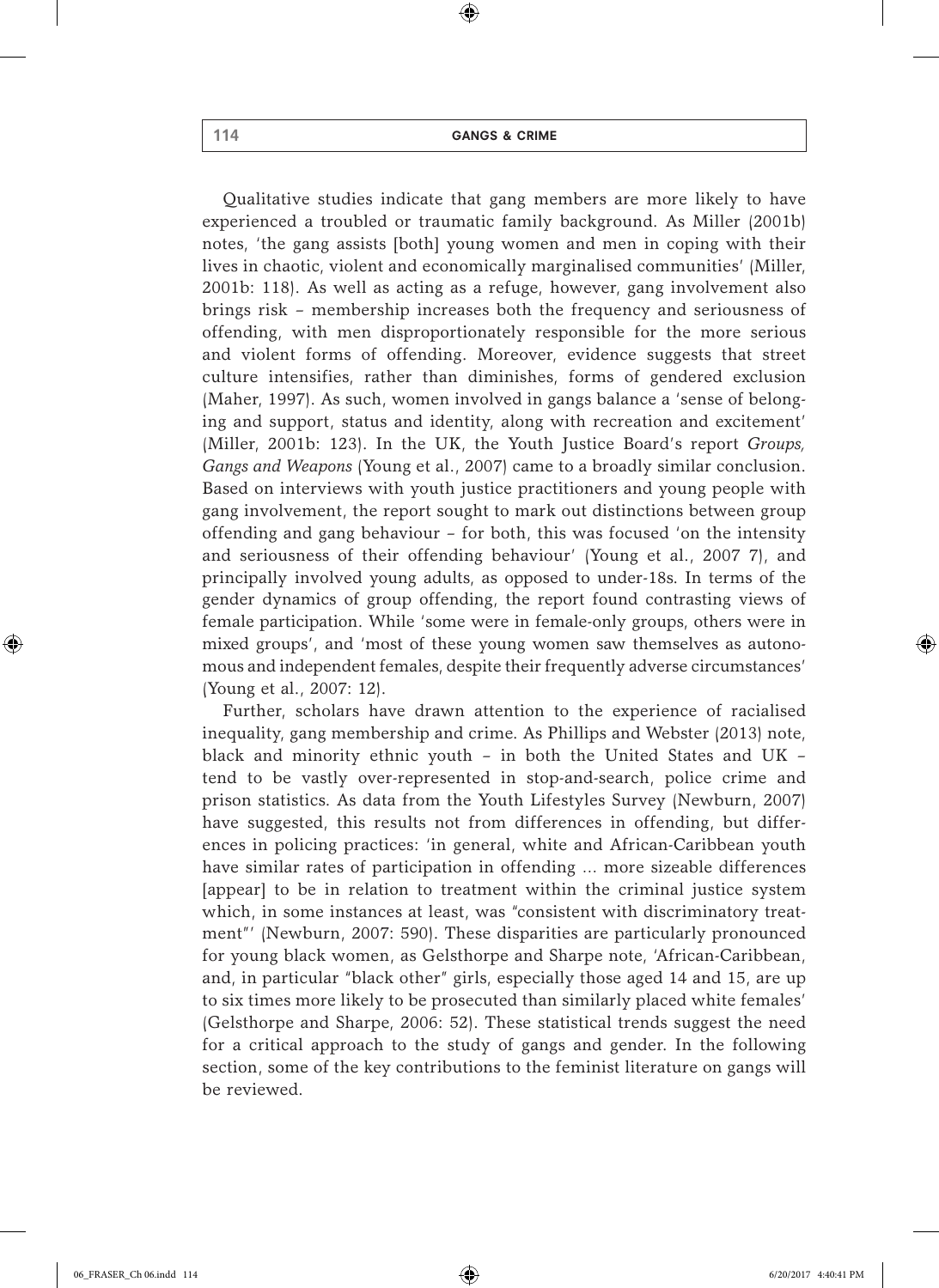Qualitative studies indicate that gang members are more likely to have experienced a troubled or traumatic family background. As Miller (2001b) notes, 'the gang assists [both] young women and men in coping with their lives in chaotic, violent and economically marginalised communities' (Miller, 2001b: 118). As well as acting as a refuge, however, gang involvement also brings risk – membership increases both the frequency and seriousness of offending, with men disproportionately responsible for the more serious and violent forms of offending. Moreover, evidence suggests that street culture intensifies, rather than diminishes, forms of gendered exclusion (Maher, 1997). As such, women involved in gangs balance a 'sense of belonging and support, status and identity, along with recreation and excitement' (Miller, 2001b: 123). In the UK, the Youth Justice Board's report *Groups, Gangs and Weapons* (Young et al., 2007) came to a broadly similar conclusion. Based on interviews with youth justice practitioners and young people with gang involvement, the report sought to mark out distinctions between group offending and gang behaviour – for both, this was focused 'on the intensity and seriousness of their offending behaviour' (Young et al., 2007 7), and principally involved young adults, as opposed to under-18s. In terms of the gender dynamics of group offending, the report found contrasting views of female participation. While 'some were in female-only groups, others were in mixed groups', and 'most of these young women saw themselves as autonomous and independent females, despite their frequently adverse circumstances' (Young et al., 2007: 12).

Further, scholars have drawn attention to the experience of racialised inequality, gang membership and crime. As Phillips and Webster (2013) note, black and minority ethnic youth – in both the United States and UK – tend to be vastly over-represented in stop-and-search, police crime and prison statistics. As data from the Youth Lifestyles Survey (Newburn, 2007) have suggested, this results not from differences in offending, but differences in policing practices: 'in general, white and African-Caribbean youth have similar rates of participation in offending … more sizeable differences [appear] to be in relation to treatment within the criminal justice system which, in some instances at least, was "consistent with discriminatory treatment"' (Newburn, 2007: 590). These disparities are particularly pronounced for young black women, as Gelsthorpe and Sharpe note, 'African-Caribbean, and, in particular "black other" girls, especially those aged 14 and 15, are up to six times more likely to be prosecuted than similarly placed white females' (Gelsthorpe and Sharpe, 2006: 52). These statistical trends suggest the need for a critical approach to the study of gangs and gender. In the following section, some of the key contributions to the feminist literature on gangs will be reviewed.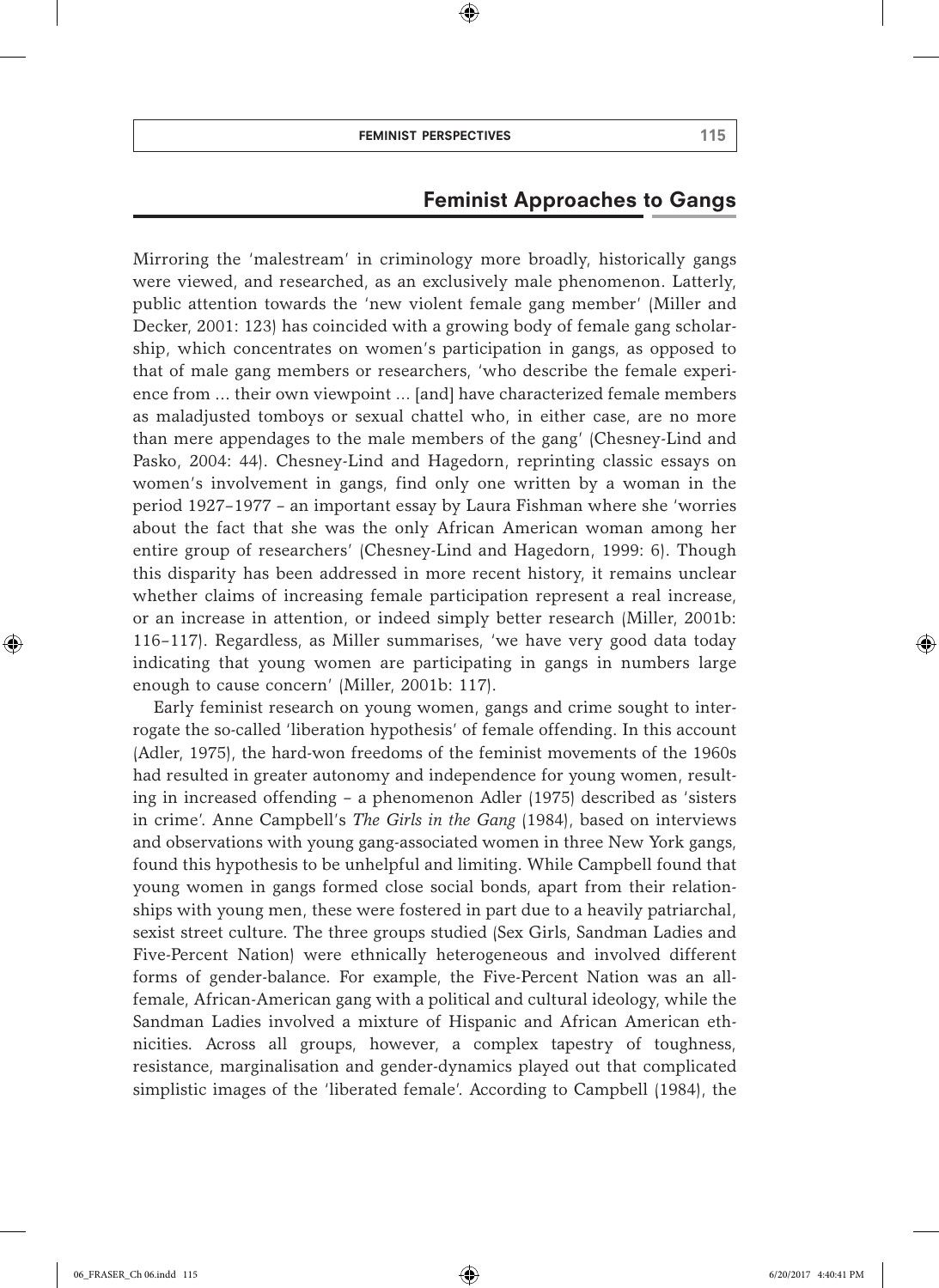## Feminist Approaches to Gangs

Mirroring the 'malestream' in criminology more broadly, historically gangs were viewed, and researched, as an exclusively male phenomenon. Latterly, public attention towards the 'new violent female gang member' (Miller and Decker, 2001: 123) has coincided with a growing body of female gang scholarship, which concentrates on women's participation in gangs, as opposed to that of male gang members or researchers, 'who describe the female experience from ... their own viewpoint ... [and] have characterized female members as maladjusted tomboys or sexual chattel who, in either case, are no more than mere appendages to the male members of the gang' (Chesney-Lind and Pasko, 2004: 44). Chesney-Lind and Hagedorn, reprinting classic essays on women's involvement in gangs, find only one written by a woman in the period 1927–1977 – an important essay by Laura Fishman where she 'worries about the fact that she was the only African American woman among her entire group of researchers' (Chesney-Lind and Hagedorn, 1999: 6). Though this disparity has been addressed in more recent history, it remains unclear whether claims of increasing female participation represent a real increase, or an increase in attention, or indeed simply better research (Miller, 2001b: 116–117). Regardless, as Miller summarises, 'we have very good data today indicating that young women are participating in gangs in numbers large enough to cause concern' (Miller, 2001b: 117).

Early feminist research on young women, gangs and crime sought to interrogate the so-called 'liberation hypothesis' of female offending. In this account (Adler, 1975), the hard-won freedoms of the feminist movements of the 1960s had resulted in greater autonomy and independence for young women, resulting in increased offending – a phenomenon Adler (1975) described as 'sisters in crime'. Anne Campbell's *The Girls in the Gang* (1984), based on interviews and observations with young gang-associated women in three New York gangs, found this hypothesis to be unhelpful and limiting. While Campbell found that young women in gangs formed close social bonds, apart from their relationships with young men, these were fostered in part due to a heavily patriarchal, sexist street culture. The three groups studied (Sex Girls, Sandman Ladies and Five-Percent Nation) were ethnically heterogeneous and involved different forms of gender-balance. For example, the Five-Percent Nation was an all-female, African-American gang with a political and cultural ideology, while the Sandman Ladies involved a mixture of Hispanic and African American ethnicities. Across all groups, however, a complex tapestry of toughness, resistance, marginalisation and gender-dynamics played out that complicated simplistic images of the 'liberated female'. According to Campbell (1984), the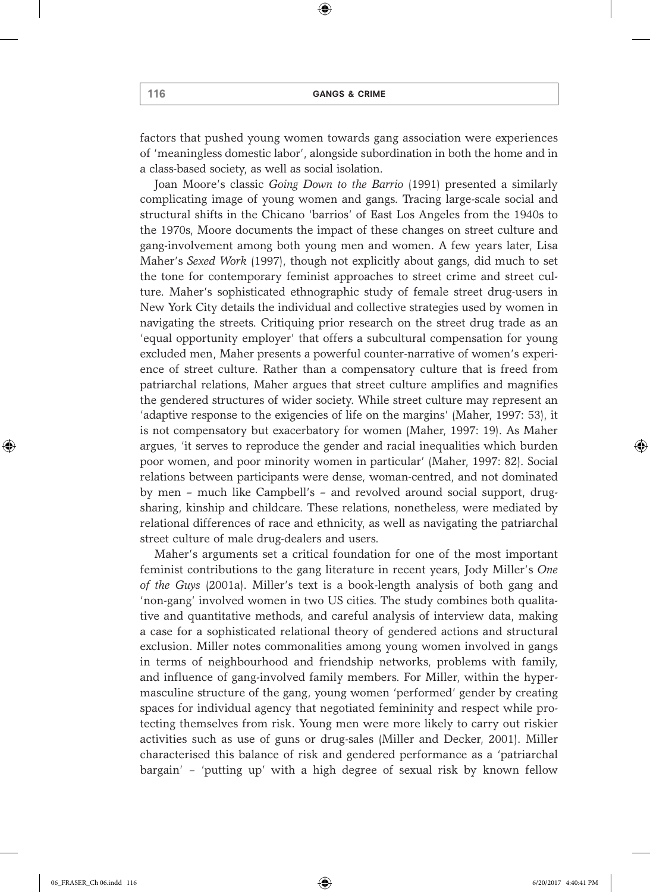factors that pushed young women towards gang association were experiences of 'meaningless domestic labor', alongside subordination in both the home and in a class-based society, as well as social isolation.

Joan Moore's classic *Going Down to the Barrio* (1991) presented a similarly complicating image of young women and gangs. Tracing large-scale social and structural shifts in the Chicano 'barrios' of East Los Angeles from the 1940s to the 1970s, Moore documents the impact of these changes on street culture and gang-involvement among both young men and women. A few years later, Lisa Maher's *Sexed Work* (1997), though not explicitly about gangs, did much to set the tone for contemporary feminist approaches to street crime and street culture. Maher's sophisticated ethnographic study of female street drug-users in New York City details the individual and collective strategies used by women in navigating the streets. Critiquing prior research on the street drug trade as an 'equal opportunity employer' that offers a subcultural compensation for young excluded men, Maher presents a powerful counter-narrative of women's experience of street culture. Rather than a compensatory culture that is freed from patriarchal relations, Maher argues that street culture amplifies and magnifies the gendered structures of wider society. While street culture may represent an 'adaptive response to the exigencies of life on the margins' (Maher, 1997: 53), it is not compensatory but exacerbatory for women (Maher, 1997: 19). As Maher argues, 'it serves to reproduce the gender and racial inequalities which burden poor women, and poor minority women in particular' (Maher, 1997: 82). Social relations between participants were dense, woman-centred, and not dominated by men – much like Campbell's – and revolved around social support, drug-sharing, kinship and childcare. These relations, nonetheless, were mediated by relational differences of race and ethnicity, as well as navigating the patriarchal street culture of male drug-dealers and users.

Maher's arguments set a critical foundation for one of the most important feminist contributions to the gang literature in recent years, Jody Miller's *One of the Guys* (2001a). Miller's text is a book-length analysis of both gang and 'non-gang' involved women in two US cities. The study combines both qualitative and quantitative methods, and careful analysis of interview data, making a case for a sophisticated relational theory of gendered actions and structural exclusion. Miller notes commonalities among young women involved in gangs in terms of neighbourhood and friendship networks, problems with family, and influence of gang-involved family members. For Miller, within the hyper-masculine structure of the gang, young women 'performed' gender by creating spaces for individual agency that negotiated femininity and respect while protecting themselves from risk. Young men were more likely to carry out riskier activities such as use of guns or drug-sales (Miller and Decker, 2001). Miller characterised this balance of risk and gendered performance as a 'patriarchal bargain' – 'putting up' with a high degree of sexual risk by known fellow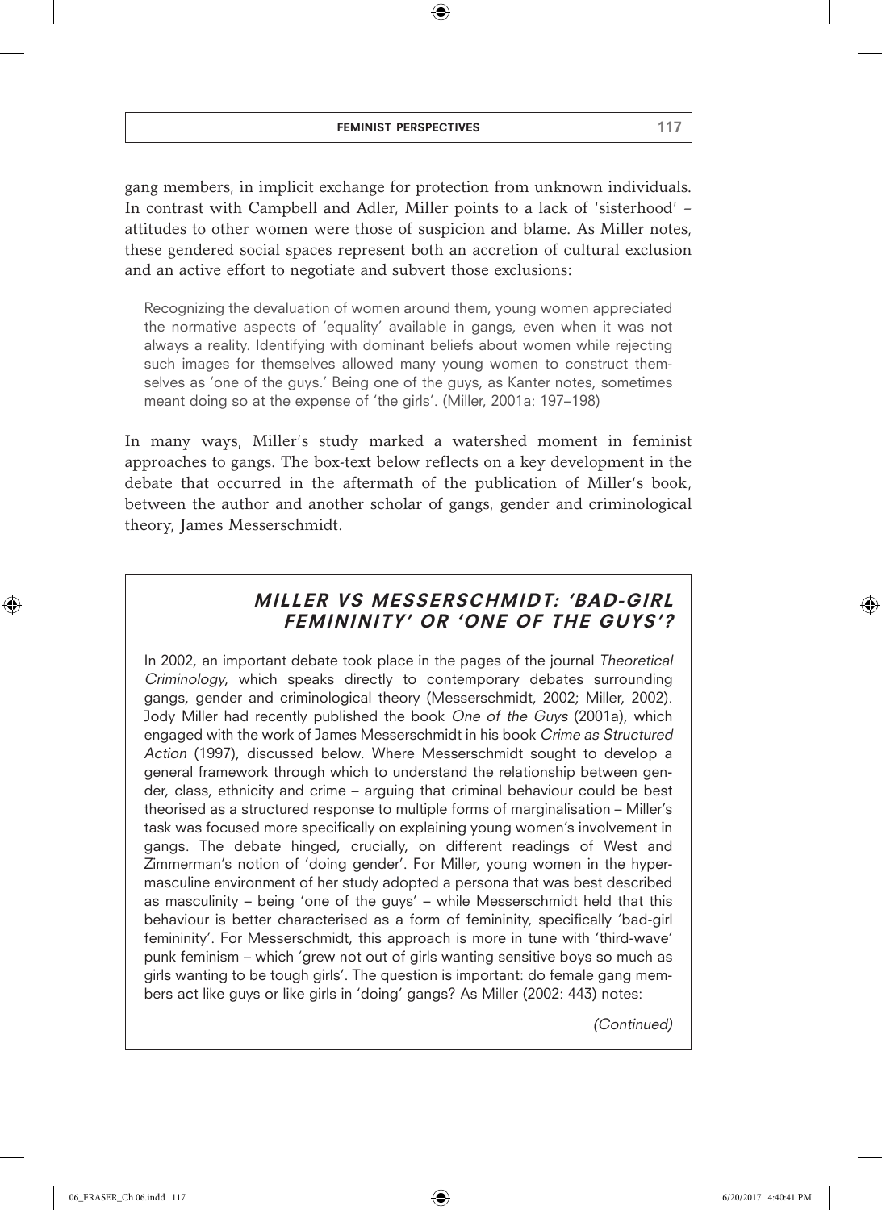gang members, in implicit exchange for protection from unknown individuals. In contrast with Campbell and Adler, Miller points to a lack of 'sisterhood' – attitudes to other women were those of suspicion and blame. As Miller notes, these gendered social spaces represent both an accretion of cultural exclusion and an active effort to negotiate and subvert those exclusions:

> Recognizing the devaluation of women around them, young women appreciated the normative aspects of 'equality' available in gangs, even when it was not always a reality. Identifying with dominant beliefs about women while rejecting such images for themselves allowed many young women to construct themselves as 'one of the guys.' Being one of the guys, as Kanter notes, sometimes meant doing so at the expense of 'the girls'. (Miller, 2001a: 197–198)

In many ways, Miller's study marked a watershed moment in feminist approaches to gangs. The box-text below reflects on a key development in the debate that occurred in the aftermath of the publication of Miller's book, between the author and another scholar of gangs, gender and criminological theory, James Messerschmidt.

### *MILLER VS MESSERSCHMIDT: 'BAD-GIRL FEMININITY' OR 'ONE OF THE GUYS'?*

In 2002, an important debate took place in the pages of the journal *Theoretical Criminology*, which speaks directly to contemporary debates surrounding gangs, gender and criminological theory (Messerschmidt, 2002; Miller, 2002). Jody Miller had recently published the book *One of the Guys* (2001a), which engaged with the work of James Messerschmidt in his book *Crime as Structured Action* (1997), discussed below. Where Messerschmidt sought to develop a general framework through which to understand the relationship between gender, class, ethnicity and crime – arguing that criminal behaviour could be best theorised as a structured response to multiple forms of marginalisation – Miller's task was focused more specifically on explaining young women's involvement in gangs. The debate hinged, crucially, on different readings of West and Zimmerman's notion of 'doing gender'. For Miller, young women in the hypermasculine environment of her study adopted a persona that was best described as masculinity – being 'one of the guys' – while Messerschmidt held that this behaviour is better characterised as a form of femininity, specifically 'bad-girl femininity'. For Messerschmidt, this approach is more in tune with 'third-wave' punk feminism – which 'grew not out of girls wanting sensitive boys so much as girls wanting to be tough girls'. The question is important: do female gang members act like guys or like girls in 'doing' gangs? As Miller (2002: 443) notes:

*(Continued)*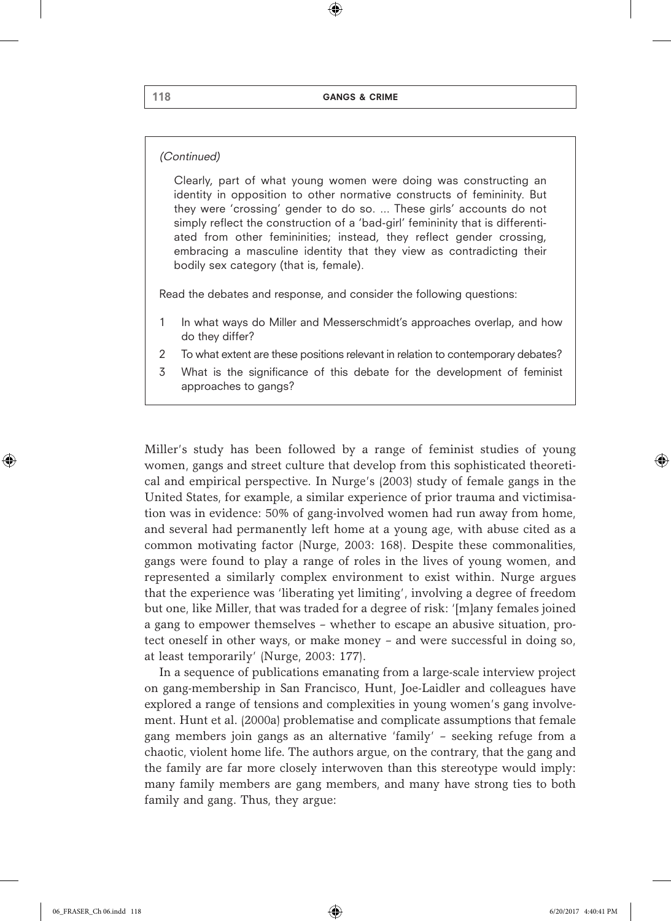*(Continued)*

> Clearly, part of what young women were doing was constructing an identity in opposition to other normative constructs of femininity. But they were 'crossing' gender to do so. ... These girls' accounts do not simply reflect the construction of a 'bad-girl' femininity that is differentiated from other femininities; instead, they reflect gender crossing, embracing a masculine identity that they view as contradicting their bodily sex category (that is, female).

Read the debates and response, and consider the following questions:

1. In what ways do Miller and Messerschmidt's approaches overlap, and how do they differ?
2. To what extent are these positions relevant in relation to contemporary debates?
3. What is the significance of this debate for the development of feminist approaches to gangs?

Miller's study has been followed by a range of feminist studies of young women, gangs and street culture that develop from this sophisticated theoretical and empirical perspective. In Nurge's (2003) study of female gangs in the United States, for example, a similar experience of prior trauma and victimisation was in evidence: 50% of gang-involved women had run away from home, and several had permanently left home at a young age, with abuse cited as a common motivating factor (Nurge, 2003: 168). Despite these commonalities, gangs were found to play a range of roles in the lives of young women, and represented a similarly complex environment to exist within. Nurge argues that the experience was 'liberating yet limiting', involving a degree of freedom but one, like Miller, that was traded for a degree of risk: '[m]any females joined a gang to empower themselves – whether to escape an abusive situation, protect oneself in other ways, or make money – and were successful in doing so, at least temporarily' (Nurge, 2003: 177).

In a sequence of publications emanating from a large-scale interview project on gang-membership in San Francisco, Hunt, Joe-Laidler and colleagues have explored a range of tensions and complexities in young women's gang involvement. Hunt et al. (2000a) problematise and complicate assumptions that female gang members join gangs as an alternative 'family' – seeking refuge from a chaotic, violent home life. The authors argue, on the contrary, that the gang and the family are far more closely interwoven than this stereotype would imply: many family members are gang members, and many have strong ties to both family and gang. Thus, they argue: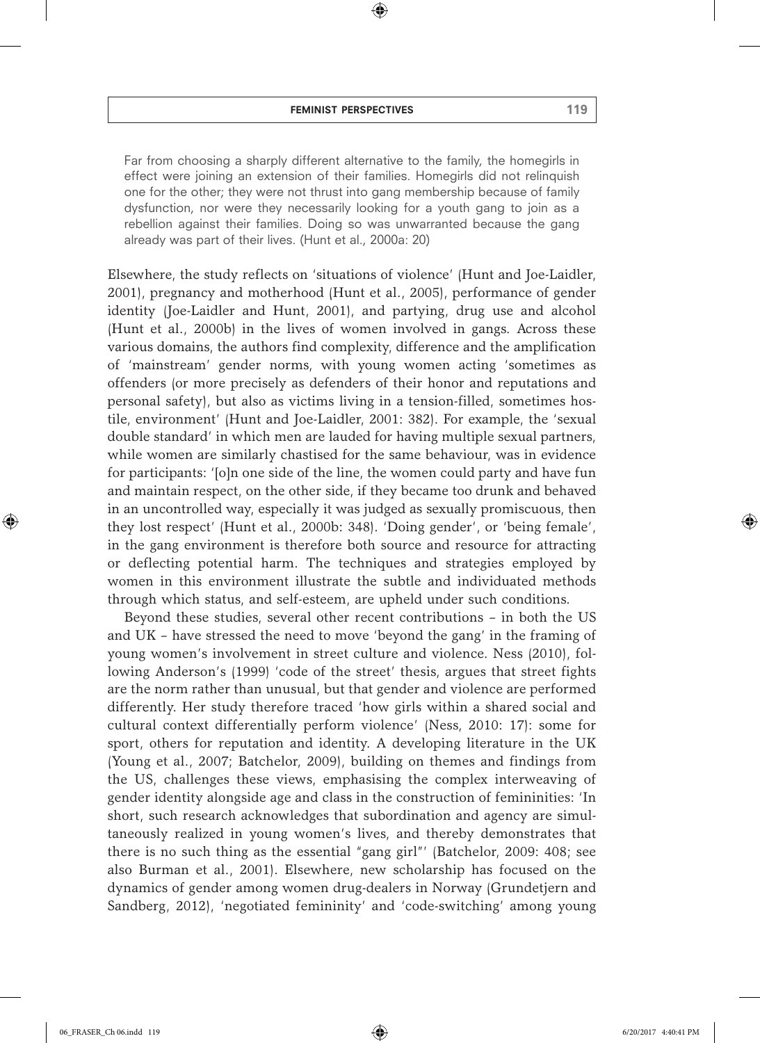> Far from choosing a sharply different alternative to the family, the homegirls in effect were joining an extension of their families. Homegirls did not relinquish one for the other; they were not thrust into gang membership because of family dysfunction, nor were they necessarily looking for a youth gang to join as a rebellion against their families. Doing so was unwarranted because the gang already was part of their lives. (Hunt et al., 2000a: 20)

Elsewhere, the study reflects on 'situations of violence' (Hunt and Joe-Laidler, 2001), pregnancy and motherhood (Hunt et al., 2005), performance of gender identity (Joe-Laidler and Hunt, 2001), and partying, drug use and alcohol (Hunt et al., 2000b) in the lives of women involved in gangs. Across these various domains, the authors find complexity, difference and the amplification of 'mainstream' gender norms, with young women acting 'sometimes as offenders (or more precisely as defenders of their honor and reputations and personal safety), but also as victims living in a tension-filled, sometimes hostile, environment' (Hunt and Joe-Laidler, 2001: 382). For example, the 'sexual double standard' in which men are lauded for having multiple sexual partners, while women are similarly chastised for the same behaviour, was in evidence for participants: '[o]n one side of the line, the women could party and have fun and maintain respect, on the other side, if they became too drunk and behaved in an uncontrolled way, especially it was judged as sexually promiscuous, then they lost respect' (Hunt et al., 2000b: 348). 'Doing gender', or 'being female', in the gang environment is therefore both source and resource for attracting or deflecting potential harm. The techniques and strategies employed by women in this environment illustrate the subtle and individuated methods through which status, and self-esteem, are upheld under such conditions.

Beyond these studies, several other recent contributions – in both the US and UK – have stressed the need to move 'beyond the gang' in the framing of young women's involvement in street culture and violence. Ness (2010), following Anderson's (1999) 'code of the street' thesis, argues that street fights are the norm rather than unusual, but that gender and violence are performed differently. Her study therefore traced 'how girls within a shared social and cultural context differentially perform violence' (Ness, 2010: 17): some for sport, others for reputation and identity. A developing literature in the UK (Young et al., 2007; Batchelor, 2009), building on themes and findings from the US, challenges these views, emphasising the complex interweaving of gender identity alongside age and class in the construction of femininities: 'In short, such research acknowledges that subordination and agency are simultaneously realized in young women's lives, and thereby demonstrates that there is no such thing as the essential "gang girl"' (Batchelor, 2009: 408; see also Burman et al., 2001). Elsewhere, new scholarship has focused on the dynamics of gender among women drug-dealers in Norway (Grundetjern and Sandberg, 2012), 'negotiated femininity' and 'code-switching' among young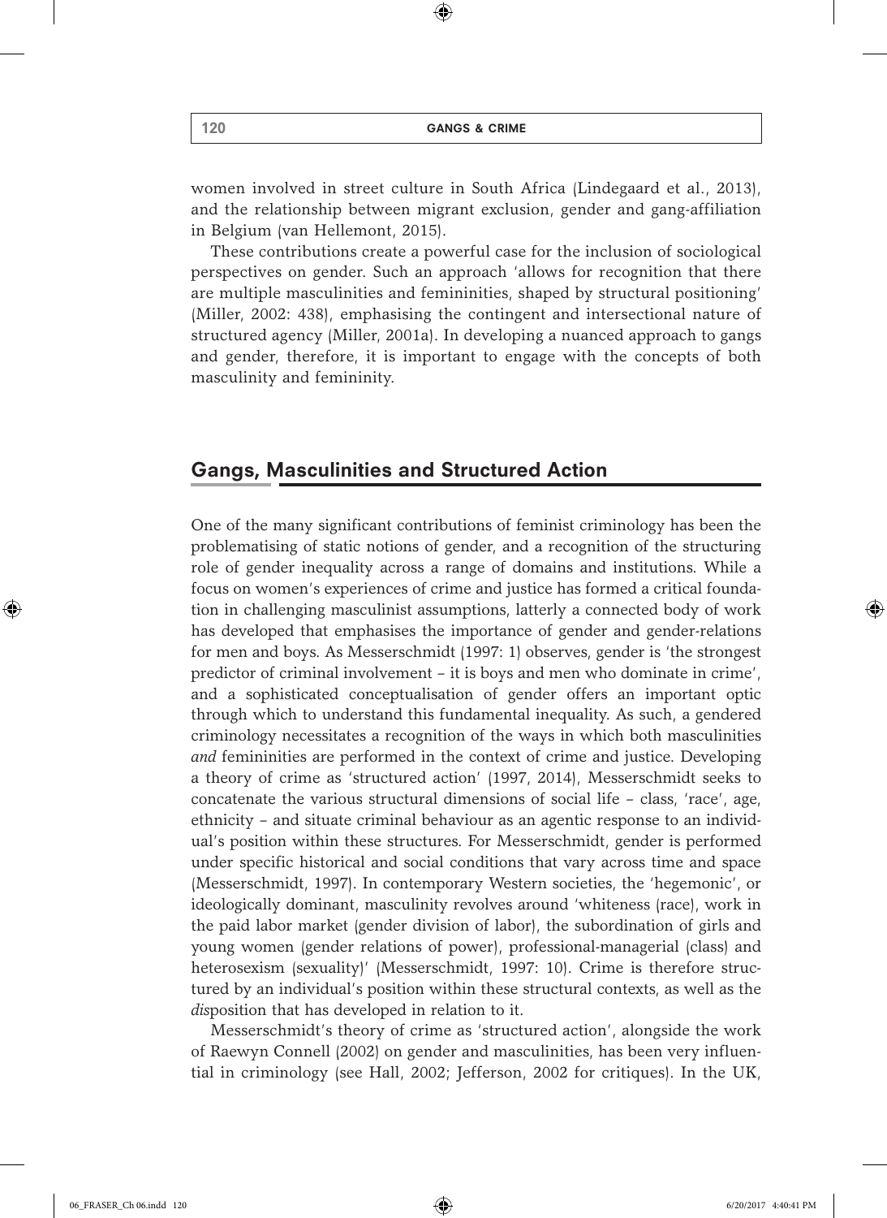women involved in street culture in South Africa (Lindegaard et al., 2013), and the relationship between migrant exclusion, gender and gang-affiliation in Belgium (van Hellemont, 2015).

These contributions create a powerful case for the inclusion of sociological perspectives on gender. Such an approach 'allows for recognition that there are multiple masculinities and femininities, shaped by structural positioning' (Miller, 2002: 438), emphasising the contingent and intersectional nature of structured agency (Miller, 2001a). In developing a nuanced approach to gangs and gender, therefore, it is important to engage with the concepts of both masculinity and femininity.

## Gangs, Masculinities and Structured Action

One of the many significant contributions of feminist criminology has been the problematising of static notions of gender, and a recognition of the structuring role of gender inequality across a range of domains and institutions. While a focus on women's experiences of crime and justice has formed a critical foundation in challenging masculinist assumptions, latterly a connected body of work has developed that emphasises the importance of gender and gender-relations for men and boys. As Messerschmidt (1997: 1) observes, gender is 'the strongest predictor of criminal involvement – it is boys and men who dominate in crime', and a sophisticated conceptualisation of gender offers an important optic through which to understand this fundamental inequality. As such, a gendered criminology necessitates a recognition of the ways in which both masculinities *and* femininities are performed in the context of crime and justice. Developing a theory of crime as 'structured action' (1997, 2014), Messerschmidt seeks to concatenate the various structural dimensions of social life – class, 'race', age, ethnicity – and situate criminal behaviour as an agentic response to an individual's position within these structures. For Messerschmidt, gender is performed under specific historical and social conditions that vary across time and space (Messerschmidt, 1997). In contemporary Western societies, the 'hegemonic', or ideologically dominant, masculinity revolves around 'whiteness (race), work in the paid labor market (gender division of labor), the subordination of girls and young women (gender relations of power), professional-managerial (class) and heterosexism (sexuality)' (Messerschmidt, 1997: 10). Crime is therefore structured by an individual's position within these structural contexts, as well as the *dis*position that has developed in relation to it.

Messerschmidt's theory of crime as 'structured action', alongside the work of Raewyn Connell (2002) on gender and masculinities, has been very influential in criminology (see Hall, 2002; Jefferson, 2002 for critiques). In the UK,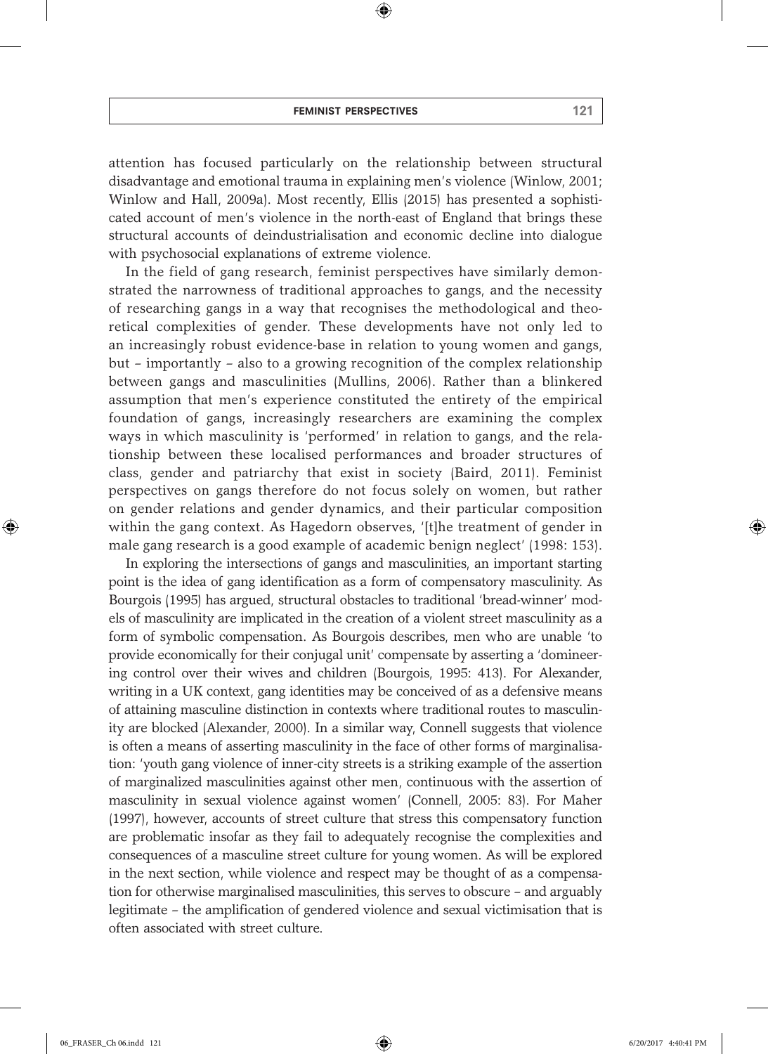attention has focused particularly on the relationship between structural disadvantage and emotional trauma in explaining men's violence (Winlow, 2001; Winlow and Hall, 2009a). Most recently, Ellis (2015) has presented a sophisticated account of men's violence in the north-east of England that brings these structural accounts of deindustrialisation and economic decline into dialogue with psychosocial explanations of extreme violence.

In the field of gang research, feminist perspectives have similarly demonstrated the narrowness of traditional approaches to gangs, and the necessity of researching gangs in a way that recognises the methodological and theoretical complexities of gender. These developments have not only led to an increasingly robust evidence-base in relation to young women and gangs, but – importantly – also to a growing recognition of the complex relationship between gangs and masculinities (Mullins, 2006). Rather than a blinkered assumption that men's experience constituted the entirety of the empirical foundation of gangs, increasingly researchers are examining the complex ways in which masculinity is 'performed' in relation to gangs, and the relationship between these localised performances and broader structures of class, gender and patriarchy that exist in society (Baird, 2011). Feminist perspectives on gangs therefore do not focus solely on women, but rather on gender relations and gender dynamics, and their particular composition within the gang context. As Hagedorn observes, '[t]he treatment of gender in male gang research is a good example of academic benign neglect' (1998: 153).

In exploring the intersections of gangs and masculinities, an important starting point is the idea of gang identification as a form of compensatory masculinity. As Bourgois (1995) has argued, structural obstacles to traditional 'bread-winner' models of masculinity are implicated in the creation of a violent street masculinity as a form of symbolic compensation. As Bourgois describes, men who are unable 'to provide economically for their conjugal unit' compensate by asserting a 'domineering control over their wives and children (Bourgois, 1995: 413). For Alexander, writing in a UK context, gang identities may be conceived of as a defensive means of attaining masculine distinction in contexts where traditional routes to masculinity are blocked (Alexander, 2000). In a similar way, Connell suggests that violence is often a means of asserting masculinity in the face of other forms of marginalisation: 'youth gang violence of inner-city streets is a striking example of the assertion of marginalized masculinities against other men, continuous with the assertion of masculinity in sexual violence against women' (Connell, 2005: 83). For Maher (1997), however, accounts of street culture that stress this compensatory function are problematic insofar as they fail to adequately recognise the complexities and consequences of a masculine street culture for young women. As will be explored in the next section, while violence and respect may be thought of as a compensation for otherwise marginalised masculinities, this serves to obscure – and arguably legitimate – the amplification of gendered violence and sexual victimisation that is often associated with street culture.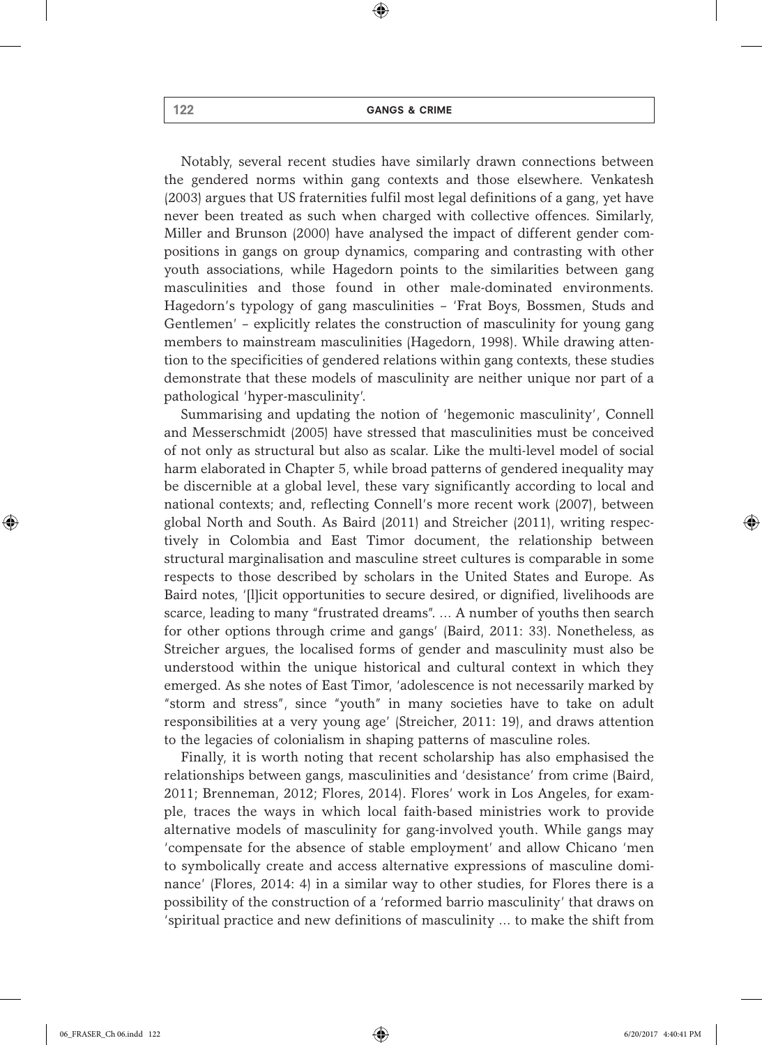Notably, several recent studies have similarly drawn connections between the gendered norms within gang contexts and those elsewhere. Venkatesh (2003) argues that US fraternities fulfil most legal definitions of a gang, yet have never been treated as such when charged with collective offences. Similarly, Miller and Brunson (2000) have analysed the impact of different gender compositions in gangs on group dynamics, comparing and contrasting with other youth associations, while Hagedorn points to the similarities between gang masculinities and those found in other male-dominated environments. Hagedorn's typology of gang masculinities – 'Frat Boys, Bossmen, Studs and Gentlemen' – explicitly relates the construction of masculinity for young gang members to mainstream masculinities (Hagedorn, 1998). While drawing attention to the specificities of gendered relations within gang contexts, these studies demonstrate that these models of masculinity are neither unique nor part of a pathological 'hyper-masculinity'.

Summarising and updating the notion of 'hegemonic masculinity', Connell and Messerschmidt (2005) have stressed that masculinities must be conceived of not only as structural but also as scalar. Like the multi-level model of social harm elaborated in Chapter 5, while broad patterns of gendered inequality may be discernible at a global level, these vary significantly according to local and national contexts; and, reflecting Connell's more recent work (2007), between global North and South. As Baird (2011) and Streicher (2011), writing respectively in Colombia and East Timor document, the relationship between structural marginalisation and masculine street cultures is comparable in some respects to those described by scholars in the United States and Europe. As Baird notes, '[l]icit opportunities to secure desired, or dignified, livelihoods are scarce, leading to many "frustrated dreams". … A number of youths then search for other options through crime and gangs' (Baird, 2011: 33). Nonetheless, as Streicher argues, the localised forms of gender and masculinity must also be understood within the unique historical and cultural context in which they emerged. As she notes of East Timor, 'adolescence is not necessarily marked by "storm and stress", since "youth" in many societies have to take on adult responsibilities at a very young age' (Streicher, 2011: 19), and draws attention to the legacies of colonialism in shaping patterns of masculine roles.

Finally, it is worth noting that recent scholarship has also emphasised the relationships between gangs, masculinities and 'desistance' from crime (Baird, 2011; Brenneman, 2012; Flores, 2014). Flores' work in Los Angeles, for example, traces the ways in which local faith-based ministries work to provide alternative models of masculinity for gang-involved youth. While gangs may 'compensate for the absence of stable employment' and allow Chicano 'men to symbolically create and access alternative expressions of masculine dominance' (Flores, 2014: 4) in a similar way to other studies, for Flores there is a possibility of the construction of a 'reformed barrio masculinity' that draws on 'spiritual practice and new definitions of masculinity … to make the shift from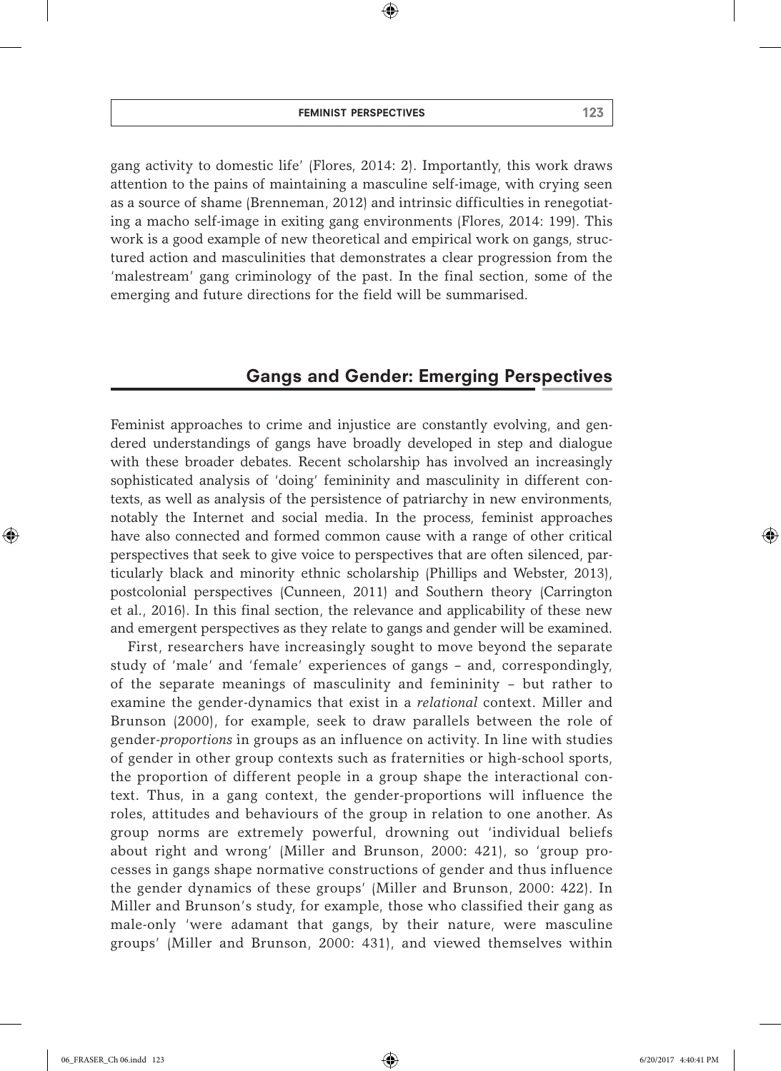gang activity to domestic life' (Flores, 2014: 2). Importantly, this work draws attention to the pains of maintaining a masculine self-image, with crying seen as a source of shame (Brenneman, 2012) and intrinsic difficulties in renegotiating a macho self-image in exiting gang environments (Flores, 2014: 199). This work is a good example of new theoretical and empirical work on gangs, structured action and masculinities that demonstrates a clear progression from the 'malestream' gang criminology of the past. In the final section, some of the emerging and future directions for the field will be summarised.

## Gangs and Gender: Emerging Perspectives

Feminist approaches to crime and injustice are constantly evolving, and gendered understandings of gangs have broadly developed in step and dialogue with these broader debates. Recent scholarship has involved an increasingly sophisticated analysis of 'doing' femininity and masculinity in different contexts, as well as analysis of the persistence of patriarchy in new environments, notably the Internet and social media. In the process, feminist approaches have also connected and formed common cause with a range of other critical perspectives that seek to give voice to perspectives that are often silenced, particularly black and minority ethnic scholarship (Phillips and Webster, 2013), postcolonial perspectives (Cunneen, 2011) and Southern theory (Carrington et al., 2016). In this final section, the relevance and applicability of these new and emergent perspectives as they relate to gangs and gender will be examined.

First, researchers have increasingly sought to move beyond the separate study of 'male' and 'female' experiences of gangs – and, correspondingly, of the separate meanings of masculinity and femininity – but rather to examine the gender-dynamics that exist in a *relational* context. Miller and Brunson (2000), for example, seek to draw parallels between the role of gender-*proportions* in groups as an influence on activity. In line with studies of gender in other group contexts such as fraternities or high-school sports, the proportion of different people in a group shape the interactional context. Thus, in a gang context, the gender-proportions will influence the roles, attitudes and behaviours of the group in relation to one another. As group norms are extremely powerful, drowning out 'individual beliefs about right and wrong' (Miller and Brunson, 2000: 421), so 'group processes in gangs shape normative constructions of gender and thus influence the gender dynamics of these groups' (Miller and Brunson, 2000: 422). In Miller and Brunson's study, for example, those who classified their gang as male-only 'were adamant that gangs, by their nature, were masculine groups' (Miller and Brunson, 2000: 431), and viewed themselves within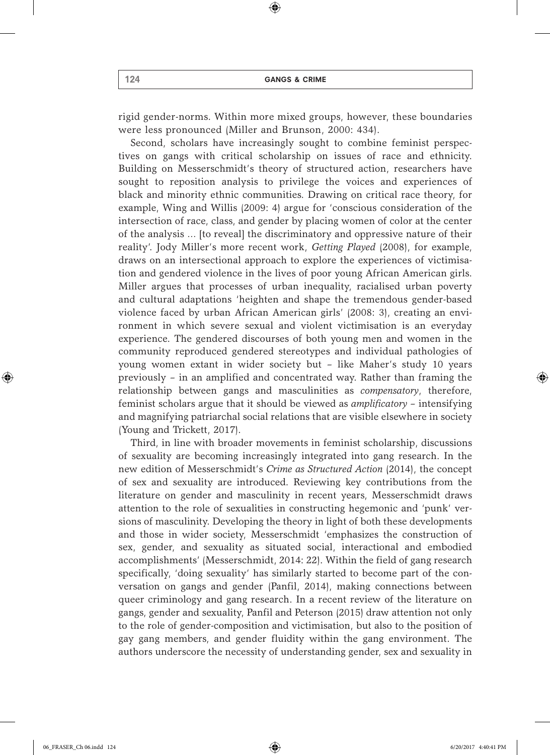rigid gender-norms. Within more mixed groups, however, these boundaries were less pronounced (Miller and Brunson, 2000: 434).

Second, scholars have increasingly sought to combine feminist perspectives on gangs with critical scholarship on issues of race and ethnicity. Building on Messerschmidt's theory of structured action, researchers have sought to reposition analysis to privilege the voices and experiences of black and minority ethnic communities. Drawing on critical race theory, for example, Wing and Willis (2009: 4) argue for 'conscious consideration of the intersection of race, class, and gender by placing women of color at the center of the analysis ... [to reveal] the discriminatory and oppressive nature of their reality'. Jody Miller's more recent work, *Getting Played* (2008), for example, draws on an intersectional approach to explore the experiences of victimisation and gendered violence in the lives of poor young African American girls. Miller argues that processes of urban inequality, racialised urban poverty and cultural adaptations 'heighten and shape the tremendous gender-based violence faced by urban African American girls' (2008: 3), creating an environment in which severe sexual and violent victimisation is an everyday experience. The gendered discourses of both young men and women in the community reproduced gendered stereotypes and individual pathologies of young women extant in wider society but – like Maher's study 10 years previously – in an amplified and concentrated way. Rather than framing the relationship between gangs and masculinities as *compensatory*, therefore, feminist scholars argue that it should be viewed as *amplificatory* – intensifying and magnifying patriarchal social relations that are visible elsewhere in society (Young and Trickett, 2017).

Third, in line with broader movements in feminist scholarship, discussions of sexuality are becoming increasingly integrated into gang research. In the new edition of Messerschmidt's *Crime as Structured Action* (2014), the concept of sex and sexuality are introduced. Reviewing key contributions from the literature on gender and masculinity in recent years, Messerschmidt draws attention to the role of sexualities in constructing hegemonic and 'punk' versions of masculinity. Developing the theory in light of both these developments and those in wider society, Messerschmidt 'emphasizes the construction of sex, gender, and sexuality as situated social, interactional and embodied accomplishments' (Messerschmidt, 2014: 22). Within the field of gang research specifically, 'doing sexuality' has similarly started to become part of the conversation on gangs and gender (Panfil, 2014), making connections between queer criminology and gang research. In a recent review of the literature on gangs, gender and sexuality, Panfil and Peterson (2015) draw attention not only to the role of gender-composition and victimisation, but also to the position of gay gang members, and gender fluidity within the gang environment. The authors underscore the necessity of understanding gender, sex and sexuality in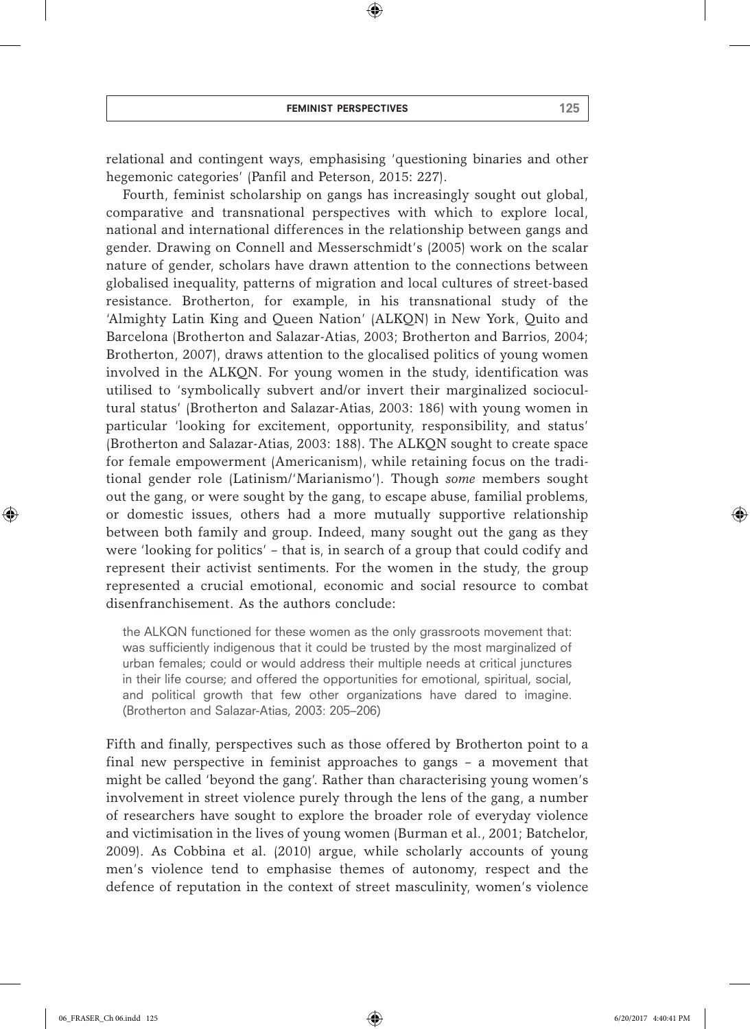relational and contingent ways, emphasising 'questioning binaries and other hegemonic categories' (Panfil and Peterson, 2015: 227).

Fourth, feminist scholarship on gangs has increasingly sought out global, comparative and transnational perspectives with which to explore local, national and international differences in the relationship between gangs and gender. Drawing on Connell and Messerschmidt's (2005) work on the scalar nature of gender, scholars have drawn attention to the connections between globalised inequality, patterns of migration and local cultures of street-based resistance. Brotherton, for example, in his transnational study of the 'Almighty Latin King and Queen Nation' (ALKQN) in New York, Quito and Barcelona (Brotherton and Salazar-Atias, 2003; Brotherton and Barrios, 2004; Brotherton, 2007), draws attention to the glocalised politics of young women involved in the ALKQN. For young women in the study, identification was utilised to 'symbolically subvert and/or invert their marginalized sociocultural status' (Brotherton and Salazar-Atias, 2003: 186) with young women in particular 'looking for excitement, opportunity, responsibility, and status' (Brotherton and Salazar-Atias, 2003: 188). The ALKQN sought to create space for female empowerment (Americanism), while retaining focus on the traditional gender role (Latinism/'Marianismo'). Though *some* members sought out the gang, or were sought by the gang, to escape abuse, familial problems, or domestic issues, others had a more mutually supportive relationship between both family and group. Indeed, many sought out the gang as they were 'looking for politics' – that is, in search of a group that could codify and represent their activist sentiments. For the women in the study, the group represented a crucial emotional, economic and social resource to combat disenfranchisement. As the authors conclude:

> the ALKQN functioned for these women as the only grassroots movement that: was sufficiently indigenous that it could be trusted by the most marginalized of urban females; could or would address their multiple needs at critical junctures in their life course; and offered the opportunities for emotional, spiritual, social, and political growth that few other organizations have dared to imagine. (Brotherton and Salazar-Atias, 2003: 205–206)

Fifth and finally, perspectives such as those offered by Brotherton point to a final new perspective in feminist approaches to gangs – a movement that might be called 'beyond the gang'. Rather than characterising young women's involvement in street violence purely through the lens of the gang, a number of researchers have sought to explore the broader role of everyday violence and victimisation in the lives of young women (Burman et al., 2001; Batchelor, 2009). As Cobbina et al. (2010) argue, while scholarly accounts of young men's violence tend to emphasise themes of autonomy, respect and the defence of reputation in the context of street masculinity, women's violence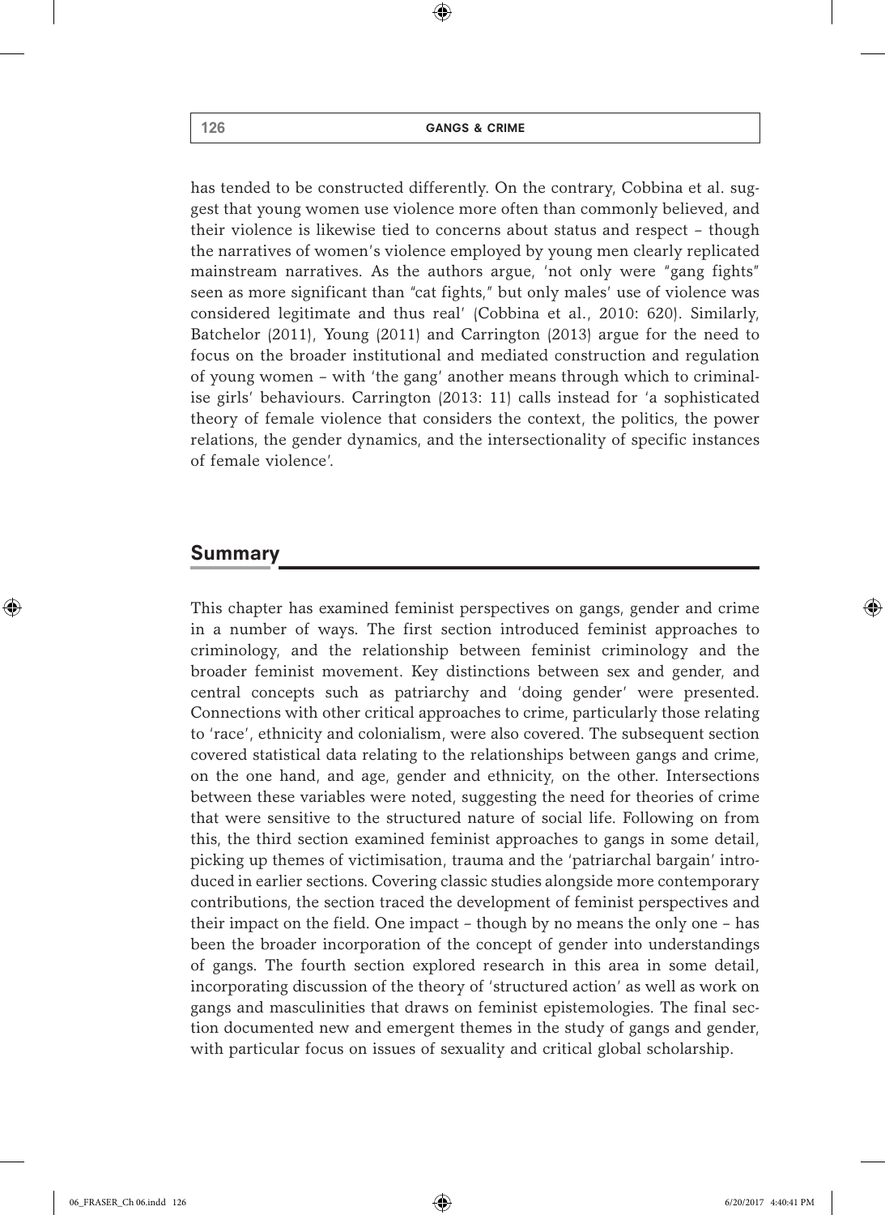has tended to be constructed differently. On the contrary, Cobbina et al. suggest that young women use violence more often than commonly believed, and their violence is likewise tied to concerns about status and respect – though the narratives of women's violence employed by young men clearly replicated mainstream narratives. As the authors argue, 'not only were "gang fights" seen as more significant than "cat fights," but only males' use of violence was considered legitimate and thus real' (Cobbina et al., 2010: 620). Similarly, Batchelor (2011), Young (2011) and Carrington (2013) argue for the need to focus on the broader institutional and mediated construction and regulation of young women – with 'the gang' another means through which to criminalise girls' behaviours. Carrington (2013: 11) calls instead for 'a sophisticated theory of female violence that considers the context, the politics, the power relations, the gender dynamics, and the intersectionality of specific instances of female violence'.

## Summary

This chapter has examined feminist perspectives on gangs, gender and crime in a number of ways. The first section introduced feminist approaches to criminology, and the relationship between feminist criminology and the broader feminist movement. Key distinctions between sex and gender, and central concepts such as patriarchy and 'doing gender' were presented. Connections with other critical approaches to crime, particularly those relating to 'race', ethnicity and colonialism, were also covered. The subsequent section covered statistical data relating to the relationships between gangs and crime, on the one hand, and age, gender and ethnicity, on the other. Intersections between these variables were noted, suggesting the need for theories of crime that were sensitive to the structured nature of social life. Following on from this, the third section examined feminist approaches to gangs in some detail, picking up themes of victimisation, trauma and the 'patriarchal bargain' introduced in earlier sections. Covering classic studies alongside more contemporary contributions, the section traced the development of feminist perspectives and their impact on the field. One impact – though by no means the only one – has been the broader incorporation of the concept of gender into understandings of gangs. The fourth section explored research in this area in some detail, incorporating discussion of the theory of 'structured action' as well as work on gangs and masculinities that draws on feminist epistemologies. The final section documented new and emergent themes in the study of gangs and gender, with particular focus on issues of sexuality and critical global scholarship.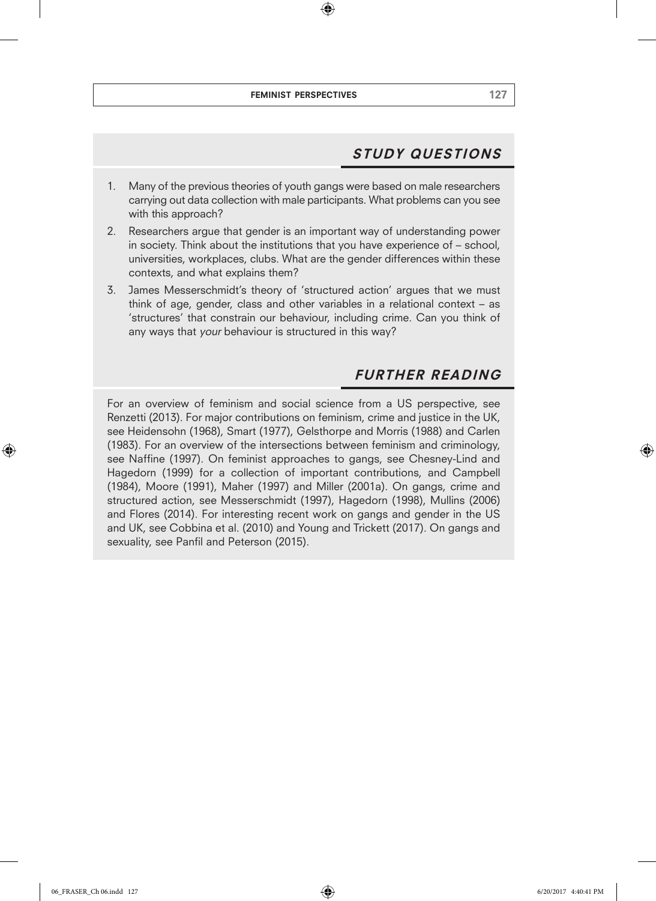## STUDY QUESTIONS

1. Many of the previous theories of youth gangs were based on male researchers carrying out data collection with male participants. What problems can you see with this approach?
2. Researchers argue that gender is an important way of understanding power in society. Think about the institutions that you have experience of – school, universities, workplaces, clubs. What are the gender differences within these contexts, and what explains them?
3. James Messerschmidt's theory of 'structured action' argues that we must think of age, gender, class and other variables in a relational context – as 'structures' that constrain our behaviour, including crime. Can you think of any ways that *your* behaviour is structured in this way?

## FURTHER READING

For an overview of feminism and social science from a US perspective, see Renzetti (2013). For major contributions on feminism, crime and justice in the UK, see Heidensohn (1968), Smart (1977), Gelsthorpe and Morris (1988) and Carlen (1983). For an overview of the intersections between feminism and criminology, see Naffine (1997). On feminist approaches to gangs, see Chesney-Lind and Hagedorn (1999) for a collection of important contributions, and Campbell (1984), Moore (1991), Maher (1997) and Miller (2001a). On gangs, crime and structured action, see Messerschmidt (1997), Hagedorn (1998), Mullins (2006) and Flores (2014). For interesting recent work on gangs and gender in the US and UK, see Cobbina et al. (2010) and Young and Trickett (2017). On gangs and sexuality, see Panfil and Peterson (2015).